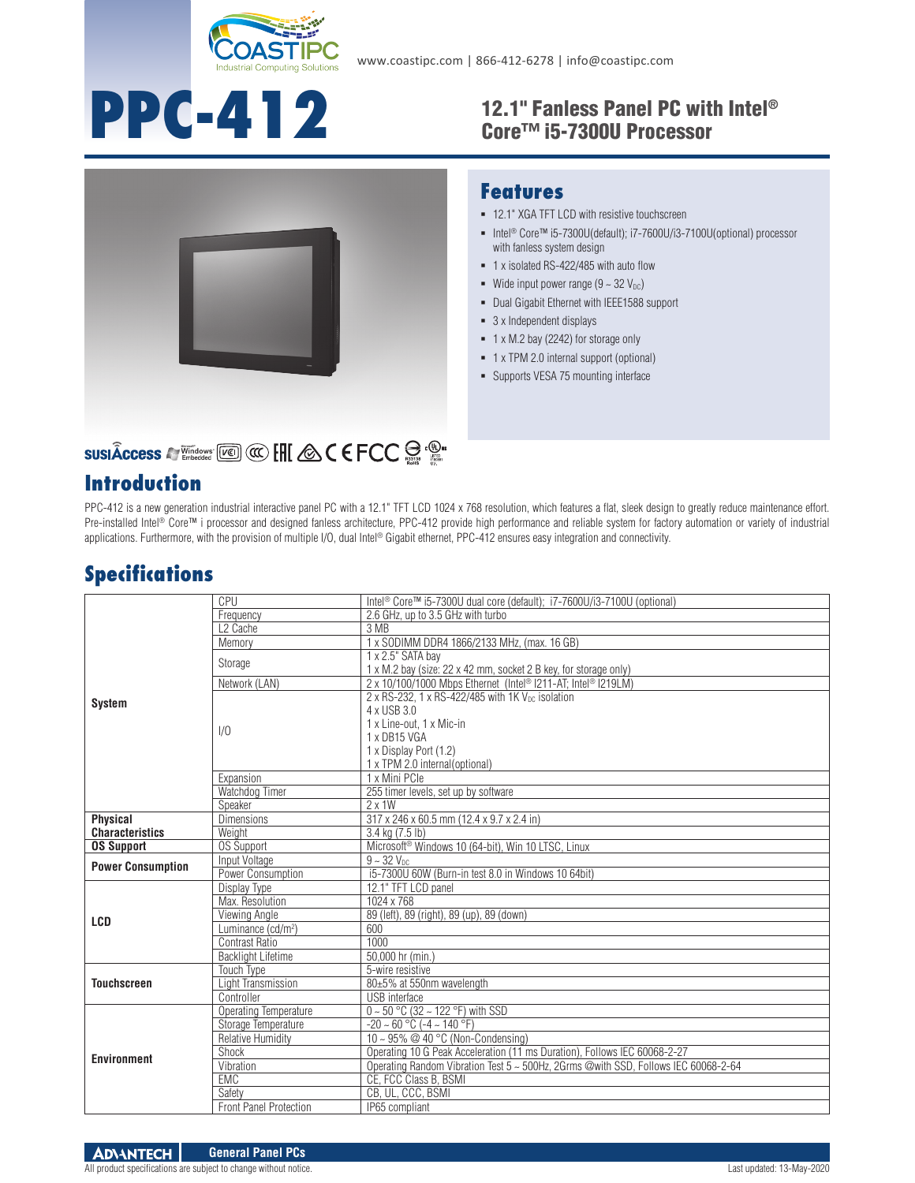www.coastipc.com | 866-412-6278 | info@coastipc.com

# PPC-412

## 12.1" Fanless Panel PC with Intel® Core™ i5-7300U Processor

## Features

- 12.1" XGA TFT LCD with resistive touchscreen
- Intel® Core™ i5-7300U(default); i7-7600U/i3-7100U(optional) processor with fanless system design
- 1 x isolated RS-422/485 with auto flow
- Wide input power range (9 ~ 32 $V_{DC}$)
- Dual Gigabit Ethernet with IEEE1588 support
- 3 x Independent displays
- 1 x M.2 bay (2242) for storage only
- 1 x TPM 2.0 internal support (optional)
- Supports VESA 75 mounting interface

## Introduction

PPC-412 is a new generation industrial interactive panel PC with a 12.1" TFT LCD 1024 x 768 resolution, which features a flat, sleek design to greatly reduce maintenance effort. Pre-installed Intel® Core™ i processor and designed fanless architecture, PPC-412 provide high performance and reliable system for factory automation or variety of industrial applications. Furthermore, with the provision of multiple I/O, dual Intel® Gigabit ethernet, PPC-412 ensures easy integration and connectivity.

## Specifications

| | | |
|---|---|---|
| **System** | CPU | Intel® Core™ i5-7300U dual core (default); i7-7600U/i3-7100U (optional) |
| | Frequency | 2.6 GHz, up to 3.5 GHz with turbo |
| | L2 Cache | 3 MB |
| | Memory | 1 x SODIMM DDR4 1866/2133 MHz, (max. 16 GB) |
| | Storage | 1 x 2.5" SATA bay<br>1 x M.2 bay (size: 22 x 42 mm, socket 2 B key, for storage only) |
| | Network (LAN) | 2 x 10/100/1000 Mbps Ethernet (Intel® I211-AT; Intel® I219LM) |
| | I/O | 2 x RS-232, 1 x RS-422/485 with 1K $V_{DC}$ isolation<br>4 x USB 3.0<br>1 x Line-out, 1 x Mic-in<br>1 x DB15 VGA<br>1 x Display Port (1.2)<br>1 x TPM 2.0 internal(optional) |
| | Expansion | 1 x Mini PCIe |
| | Watchdog Timer | 255 timer levels, set up by software |
| | Speaker | 2 x 1W |
| **Physical Characteristics** | Dimensions | 317 x 246 x 60.5 mm (12.4 x 9.7 x 2.4 in) |
| | Weight | 3.4 kg (7.5 lb) |
| **OS Support** | OS Support | Microsoft® Windows 10 (64-bit), Win 10 LTSC, Linux |
| **Power Consumption** | Input Voltage | 9 ~ 32 $V_{DC}$ |
| | Power Consumption | i5-7300U 60W (Burn-in test 8.0 in Windows 10 64bit) |
| **LCD** | Display Type | 12.1" TFT LCD panel |
| | Max. Resolution | 1024 x 768 |
| | Viewing Angle | 89 (left), 89 (right), 89 (up), 89 (down) |
| | Luminance (cd/m²) | 600 |
| | Contrast Ratio | 1000 |
| | Backlight Lifetime | 50,000 hr (min.) |
| **Touchscreen** | Touch Type | 5-wire resistive |
| | Light Transmission | 80±5% at 550nm wavelength |
| | Controller | USB interface |
| **Environment** | Operating Temperature | 0 ~ 50 °C (32 ~ 122 °F) with SSD |
| | Storage Temperature | -20 ~ 60 °C (-4 ~ 140 °F) |
| | Relative Humidity | 10 ~ 95% @ 40 °C (Non-Condensing) |
| | Shock | Operating 10 G Peak Acceleration (11 ms Duration), Follows IEC 60068-2-27 |
| | Vibration | Operating Random Vibration Test 5 ~ 500Hz, 2Grms @with SSD, Follows IEC 60068-2-64 |
| | EMC | CE, FCC Class B, BSMI |
| | Safety | CB, UL, CCC, BSMI |
| | Front Panel Protection | IP65 compliant |

All product specifications are subject to change without notice.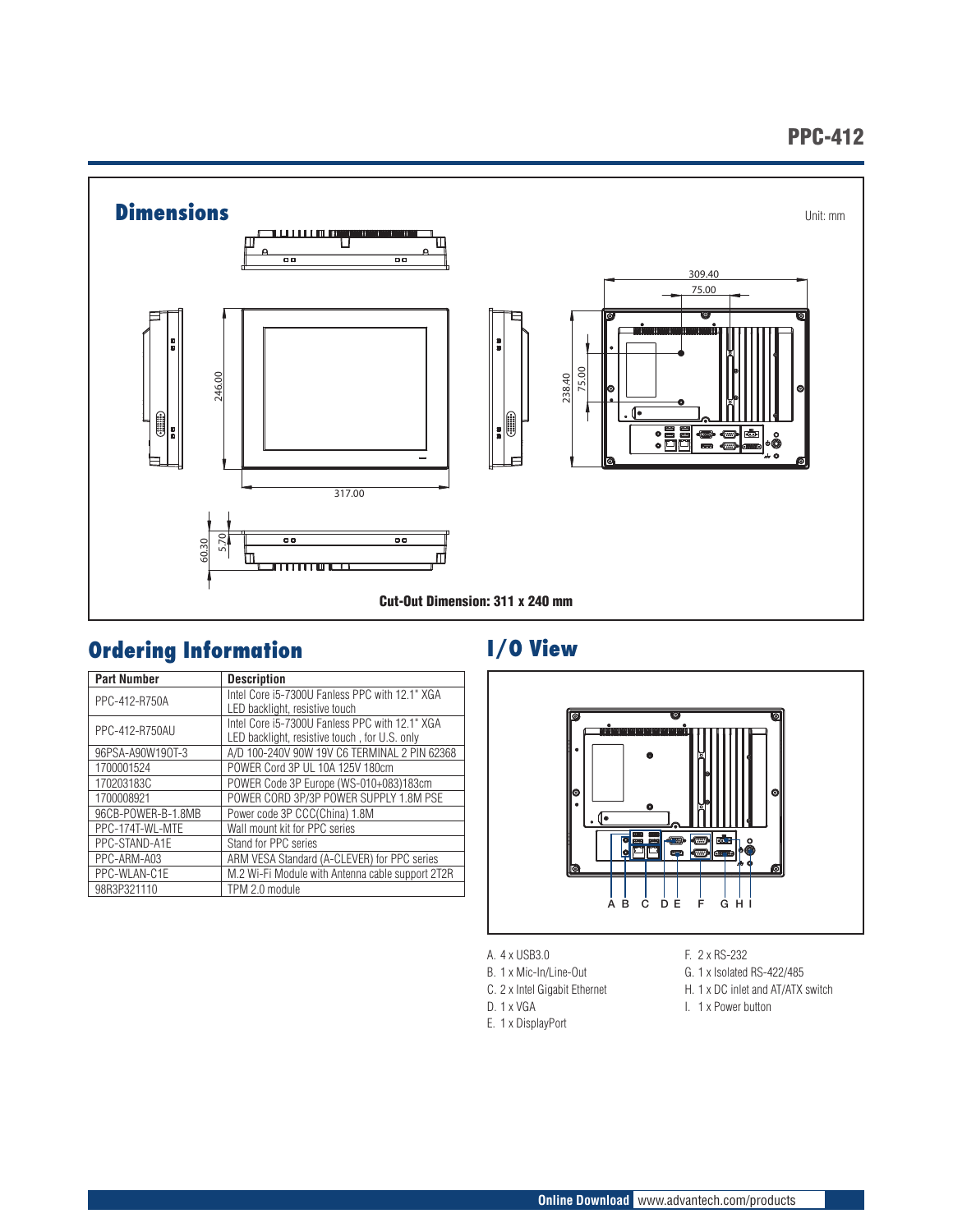# PPC-412

## Dimensions

Unit: mm

309.40
75.00
246.00
238.40
75.00
317.00
60.30
5.70

**Cut-Out Dimension: 311 x 240 mm**

## Ordering Information

| Part Number | Description |
|---|---|
| PPC-412-R750A | Intel Core i5-7300U Fanless PPC with 12.1" XGA LED backlight, resistive touch |
| PPC-412-R750AU | Intel Core i5-7300U Fanless PPC with 12.1" XGA LED backlight, resistive touch , for U.S. only |
| 96PSA-A90W19OT-3 | A/D 100-240V 90W 19V C6 TERMINAL 2 PIN 62368 |
| 1700001524 | POWER Cord 3P UL 10A 125V 180cm |
| 170203183C | POWER Code 3P Europe (WS-010+083)183cm |
| 1700008921 | POWER CORD 3P/3P POWER SUPPLY 1.8M PSE |
| 96CB-POWER-B-1.8MB | Power code 3P CCC(China) 1.8M |
| PPC-174T-WL-MTE | Wall mount kit for PPC series |
| PPC-STAND-A1E | Stand for PPC series |
| PPC-ARM-A03 | ARM VESA Standard (A-CLEVER) for PPC series |
| PPC-WLAN-C1E | M.2 Wi-Fi Module with Antenna cable support 2T2R |
| 98R3P321110 | TPM 2.0 module |

## I/O View

A B C D E F G H I

A. 4 x USB3.0
B. 1 x Mic-In/Line-Out
C. 2 x Intel Gigabit Ethernet
D. 1 x VGA
E. 1 x DisplayPort
F. 2 x RS-232
G. 1 x Isolated RS-422/485
H. 1 x DC inlet and AT/ATX switch
I. 1 x Power button

**Online Download** www.advantech.com/products